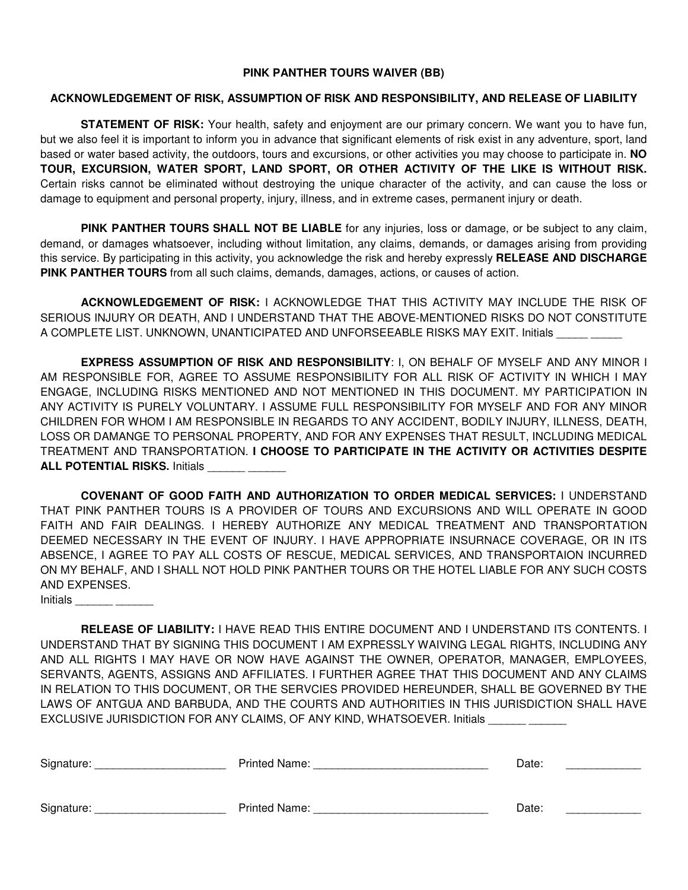**PINK PANTHER TOURS WAIVER (BB)**

**ACKNOWLEDGEMENT OF RISK, ASSUMPTION OF RISK AND RESPONSIBILITY, AND RELEASE OF LIABILITY**

**STATEMENT OF RISK:** Your health, safety and enjoyment are our primary concern. We want you to have fun, but we also feel it is important to inform you in advance that significant elements of risk exist in any adventure, sport, land based or water based activity, the outdoors, tours and excursions, or other activities you may choose to participate in. **NO TOUR, EXCURSION, WATER SPORT, LAND SPORT, OR OTHER ACTIVITY OF THE LIKE IS WITHOUT RISK.** Certain risks cannot be eliminated without destroying the unique character of the activity, and can cause the loss or damage to equipment and personal property, injury, illness, and in extreme cases, permanent injury or death.

**PINK PANTHER TOURS SHALL NOT BE LIABLE** for any injuries, loss or damage, or be subject to any claim, demand, or damages whatsoever, including without limitation, any claims, demands, or damages arising from providing this service. By participating in this activity, you acknowledge the risk and hereby expressly **RELEASE AND DISCHARGE PINK PANTHER TOURS** from all such claims, demands, damages, actions, or causes of action.

**ACKNOWLEDGEMENT OF RISK:** I ACKNOWLEDGE THAT THIS ACTIVITY MAY INCLUDE THE RISK OF SERIOUS INJURY OR DEATH, AND I UNDERSTAND THAT THE ABOVE-MENTIONED RISKS DO NOT CONSTITUTE A COMPLETE LIST. UNKNOWN, UNANTICIPATED AND UNFORSEEABLE RISKS MAY EXIT. Initials _____ _____

**EXPRESS ASSUMPTION OF RISK AND RESPONSIBILITY**: I, ON BEHALF OF MYSELF AND ANY MINOR I AM RESPONSIBLE FOR, AGREE TO ASSUME RESPONSIBILITY FOR ALL RISK OF ACTIVITY IN WHICH I MAY ENGAGE, INCLUDING RISKS MENTIONED AND NOT MENTIONED IN THIS DOCUMENT. MY PARTICIPATION IN ANY ACTIVITY IS PURELY VOLUNTARY. I ASSUME FULL RESPONSIBILITY FOR MYSELF AND FOR ANY MINOR CHILDREN FOR WHOM I AM RESPONSIBLE IN REGARDS TO ANY ACCIDENT, BODILY INJURY, ILLNESS, DEATH, LOSS OR DAMANGE TO PERSONAL PROPERTY, AND FOR ANY EXPENSES THAT RESULT, INCLUDING MEDICAL TREATMENT AND TRANSPORTATION. **I CHOOSE TO PARTICIPATE IN THE ACTIVITY OR ACTIVITIES DESPITE ALL POTENTIAL RISKS.** Initials ______ ______

**COVENANT OF GOOD FAITH AND AUTHORIZATION TO ORDER MEDICAL SERVICES:** I UNDERSTAND THAT PINK PANTHER TOURS IS A PROVIDER OF TOURS AND EXCURSIONS AND WILL OPERATE IN GOOD FAITH AND FAIR DEALINGS. I HEREBY AUTHORIZE ANY MEDICAL TREATMENT AND TRANSPORTATION DEEMED NECESSARY IN THE EVENT OF INJURY. I HAVE APPROPRIATE INSURNACE COVERAGE, OR IN ITS ABSENCE, I AGREE TO PAY ALL COSTS OF RESCUE, MEDICAL SERVICES, AND TRANSPORTAION INCURRED ON MY BEHALF, AND I SHALL NOT HOLD PINK PANTHER TOURS OR THE HOTEL LIABLE FOR ANY SUCH COSTS AND EXPENSES.
Initials ______ ______

**RELEASE OF LIABILITY:** I HAVE READ THIS ENTIRE DOCUMENT AND I UNDERSTAND ITS CONTENTS. I UNDERSTAND THAT BY SIGNING THIS DOCUMENT I AM EXPRESSLY WAIVING LEGAL RIGHTS, INCLUDING ANY AND ALL RIGHTS I MAY HAVE OR NOW HAVE AGAINST THE OWNER, OPERATOR, MANAGER, EMPLOYEES, SERVANTS, AGENTS, ASSIGNS AND AFFILIATES. I FURTHER AGREE THAT THIS DOCUMENT AND ANY CLAIMS IN RELATION TO THIS DOCUMENT, OR THE SERVCIES PROVIDED HEREUNDER, SHALL BE GOVERNED BY THE LAWS OF ANTGUA AND BARBUDA, AND THE COURTS AND AUTHORITIES IN THIS JURISDICTION SHALL HAVE EXCLUSIVE JURISDICTION FOR ANY CLAIMS, OF ANY KIND, WHATSOEVER. Initials ______ ______

Signature: _____________________ Printed Name: ____________________________ Date: ____________

Signature: _____________________ Printed Name: ____________________________ Date: ____________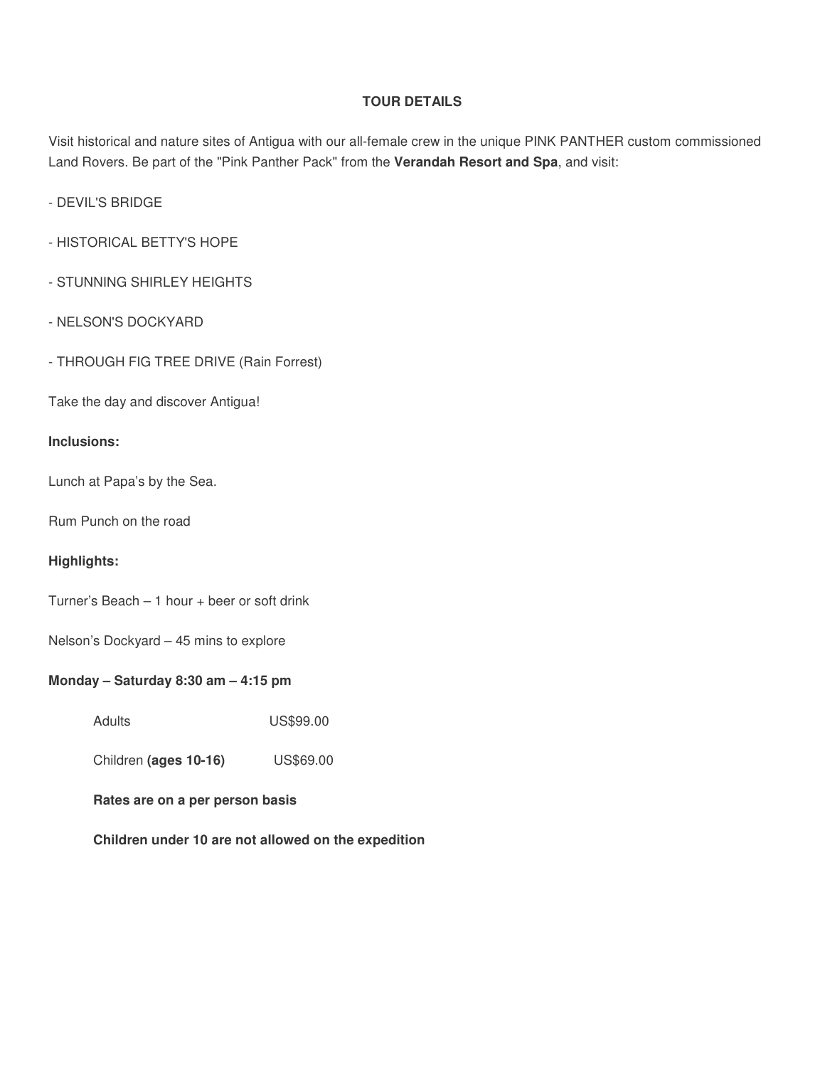## TOUR DETAILS

Visit historical and nature sites of Antigua with our all-female crew in the unique PINK PANTHER custom commissioned Land Rovers. Be part of the "Pink Panther Pack" from the **Verandah Resort and Spa**, and visit:

- DEVIL'S BRIDGE
- HISTORICAL BETTY'S HOPE
- STUNNING SHIRLEY HEIGHTS
- NELSON'S DOCKYARD
- THROUGH FIG TREE DRIVE (Rain Forrest)

Take the day and discover Antigua!

**Inclusions:**

Lunch at Papa's by the Sea.

Rum Punch on the road

**Highlights:**

Turner's Beach – 1 hour + beer or soft drink

Nelson's Dockyard – 45 mins to explore

**Monday – Saturday 8:30 am – 4:15 pm**

| | |
|---|---|
| Adults | US$99.00 |
| Children **(ages 10-16)** | US$69.00 |

**Rates are on a per person basis**

**Children under 10 are not allowed on the expedition**